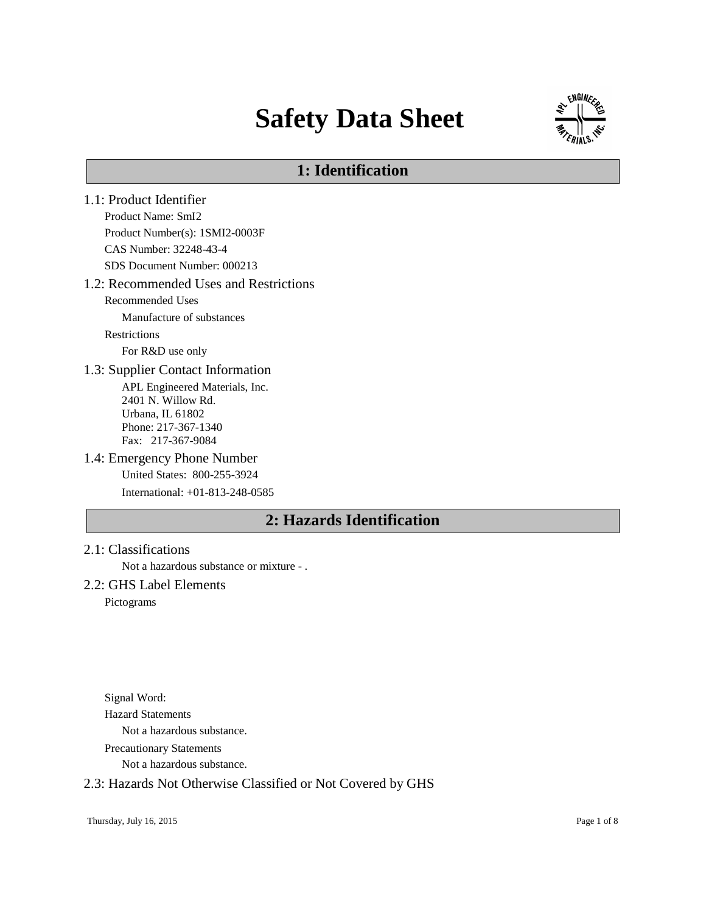# Safety Data Sheet

## 1: Identification

### 1.1: Product Identifier

Product Name: $SmI_2$

Product Number(s): 1SMI2-0003F

CAS Number: 32248-43-4

SDS Document Number: 000213

### 1.2: Recommended Uses and Restrictions

Recommended Uses

Manufacture of substances

Restrictions

For R&D use only

### 1.3: Supplier Contact Information

APL Engineered Materials, Inc.
2401 N. Willow Rd.
Urbana, IL 61802
Phone: 217-367-1340
Fax: 217-367-9084

### 1.4: Emergency Phone Number

United States: 800-255-3924

International: +01-813-248-0585

## 2: Hazards Identification

### 2.1: Classifications

Not a hazardous substance or mixture - .

### 2.2: GHS Label Elements

Pictograms

Signal Word:

Hazard Statements

Not a hazardous substance.

Precautionary Statements

Not a hazardous substance.

### 2.3: Hazards Not Otherwise Classified or Not Covered by GHS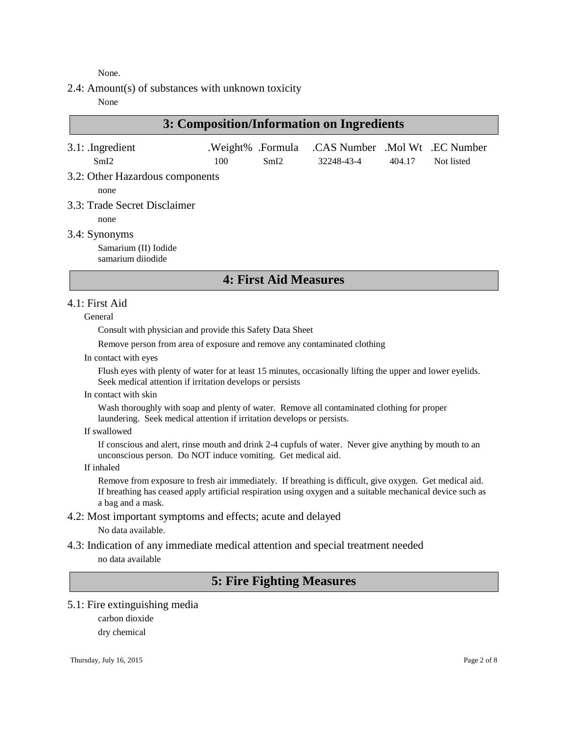None.

### 2.4: Amount(s) of substances with unknown toxicity

None

## 3: Composition/Information on Ingredients

### 3.1: Ingredient

| .Ingredient | .Weight% | .Formula | .CAS Number | .Mol Wt | .EC Number |
|---|---|---|---|---|---|
| $SmI_2$ | 100 | $SmI_2$ | 32248-43-4 | 404.17 | Not listed |

### 3.2: Other Hazardous components

none

### 3.3: Trade Secret Disclaimer

none

### 3.4: Synonyms

Samarium (II) Iodide
samarium diiodide

## 4: First Aid Measures

### 4.1: First Aid

General

Consult with physician and provide this Safety Data Sheet

Remove person from area of exposure and remove any contaminated clothing

In contact with eyes

Flush eyes with plenty of water for at least 15 minutes, occasionally lifting the upper and lower eyelids. Seek medical attention if irritation develops or persists

In contact with skin

Wash thoroughly with soap and plenty of water. Remove all contaminated clothing for proper laundering. Seek medical attention if irritation develops or persists.

If swallowed

If conscious and alert, rinse mouth and drink 2-4 cupfuls of water. Never give anything by mouth to an unconscious person. Do NOT induce vomiting. Get medical aid.

If inhaled

Remove from exposure to fresh air immediately. If breathing is difficult, give oxygen. Get medical aid. If breathing has ceased apply artificial respiration using oxygen and a suitable mechanical device such as a bag and a mask.

### 4.2: Most important symptoms and effects; acute and delayed

No data available.

### 4.3: Indication of any immediate medical attention and special treatment needed

no data available

## 5: Fire Fighting Measures

### 5.1: Fire extinguishing media

carbon dioxide

dry chemical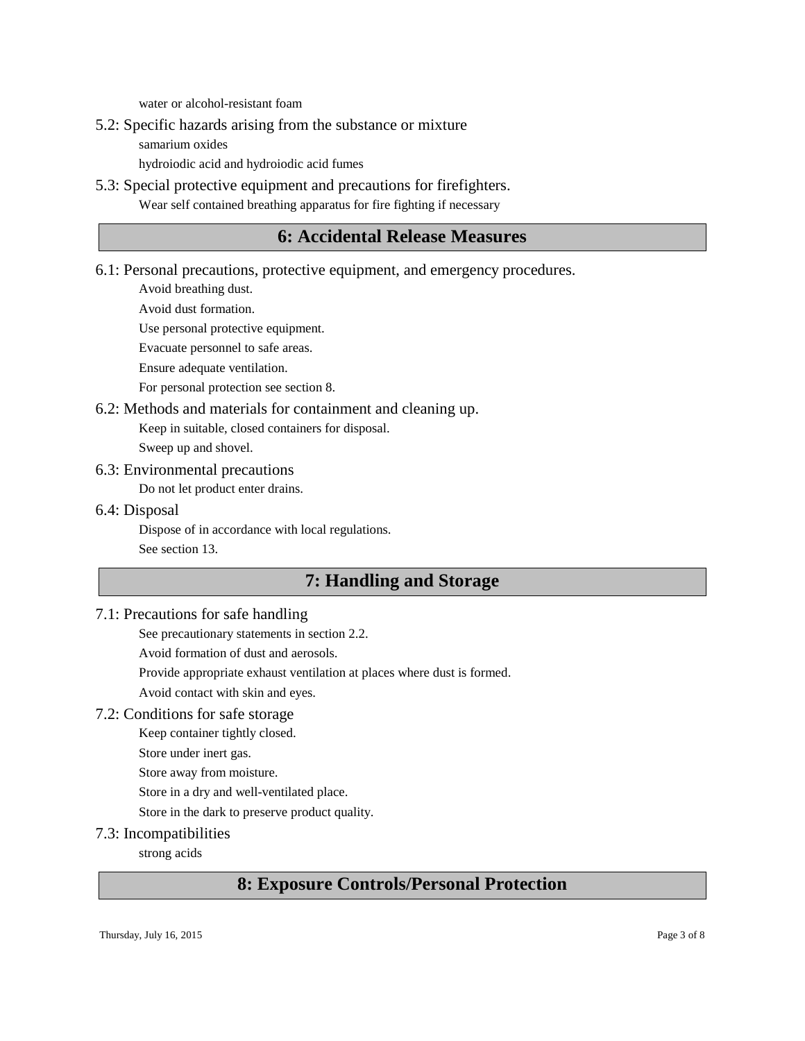water or alcohol-resistant foam

### 5.2: Specific hazards arising from the substance or mixture

samarium oxides

hydroiodic acid and hydroiodic acid fumes

### 5.3: Special protective equipment and precautions for firefighters.

Wear self contained breathing apparatus for fire fighting if necessary

## 6: Accidental Release Measures

### 6.1: Personal precautions, protective equipment, and emergency procedures.

Avoid breathing dust.

Avoid dust formation.

Use personal protective equipment.

Evacuate personnel to safe areas.

Ensure adequate ventilation.

For personal protection see section 8.

### 6.2: Methods and materials for containment and cleaning up.

Keep in suitable, closed containers for disposal.

Sweep up and shovel.

### 6.3: Environmental precautions

Do not let product enter drains.

### 6.4: Disposal

Dispose of in accordance with local regulations.

See section 13.

## 7: Handling and Storage

### 7.1: Precautions for safe handling

See precautionary statements in section 2.2.

Avoid formation of dust and aerosols.

Provide appropriate exhaust ventilation at places where dust is formed.

Avoid contact with skin and eyes.

### 7.2: Conditions for safe storage

Keep container tightly closed.

Store under inert gas.

Store away from moisture.

Store in a dry and well-ventilated place.

Store in the dark to preserve product quality.

### 7.3: Incompatibilities

strong acids

## 8: Exposure Controls/Personal Protection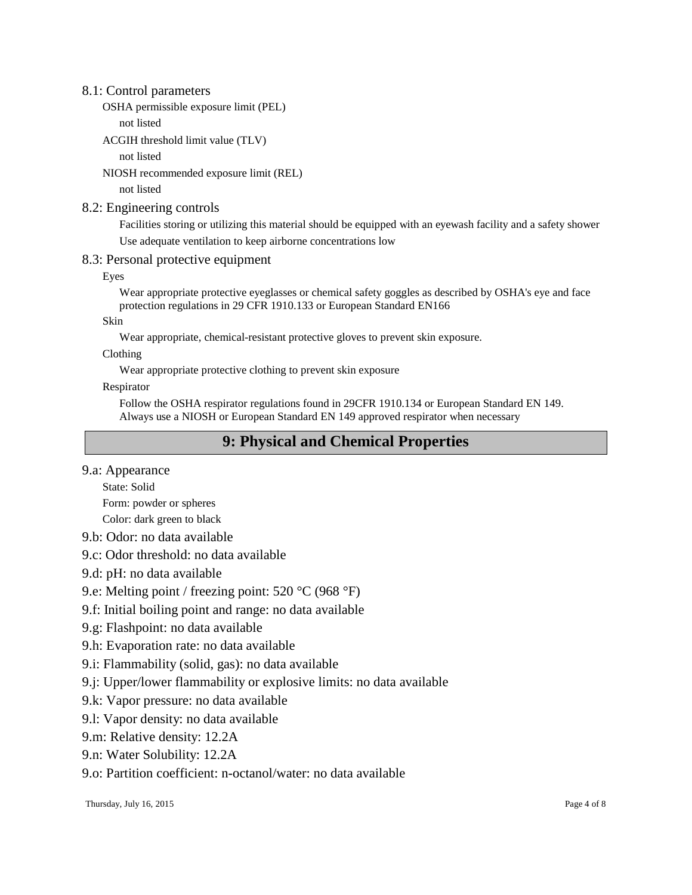### 8.1: Control parameters

OSHA permissible exposure limit (PEL)

not listed

ACGIH threshold limit value (TLV)

not listed

NIOSH recommended exposure limit (REL)

not listed

### 8.2: Engineering controls

Facilities storing or utilizing this material should be equipped with an eyewash facility and a safety shower

Use adequate ventilation to keep airborne concentrations low

### 8.3: Personal protective equipment

Eyes

Wear appropriate protective eyeglasses or chemical safety goggles as described by OSHA's eye and face protection regulations in 29 CFR 1910.133 or European Standard EN166

Skin

Wear appropriate, chemical-resistant protective gloves to prevent skin exposure.

Clothing

Wear appropriate protective clothing to prevent skin exposure

Respirator

Follow the OSHA respirator regulations found in 29CFR 1910.134 or European Standard EN 149. Always use a NIOSH or European Standard EN 149 approved respirator when necessary

## 9: Physical and Chemical Properties

### 9.a: Appearance

State: Solid

Form: powder or spheres

Color: dark green to black

### 9.b: Odor: no data available

### 9.c: Odor threshold: no data available

### 9.d: pH: no data available

### 9.e: Melting point / freezing point: 520 °C (968 °F)

### 9.f: Initial boiling point and range: no data available

### 9.g: Flashpoint: no data available

### 9.h: Evaporation rate: no data available

### 9.i: Flammability (solid, gas): no data available

### 9.j: Upper/lower flammability or explosive limits: no data available

### 9.k: Vapor pressure: no data available

### 9.l: Vapor density: no data available

### 9.m: Relative density: 12.2A

### 9.n: Water Solubility: 12.2A

### 9.o: Partition coefficient: n-octanol/water: no data available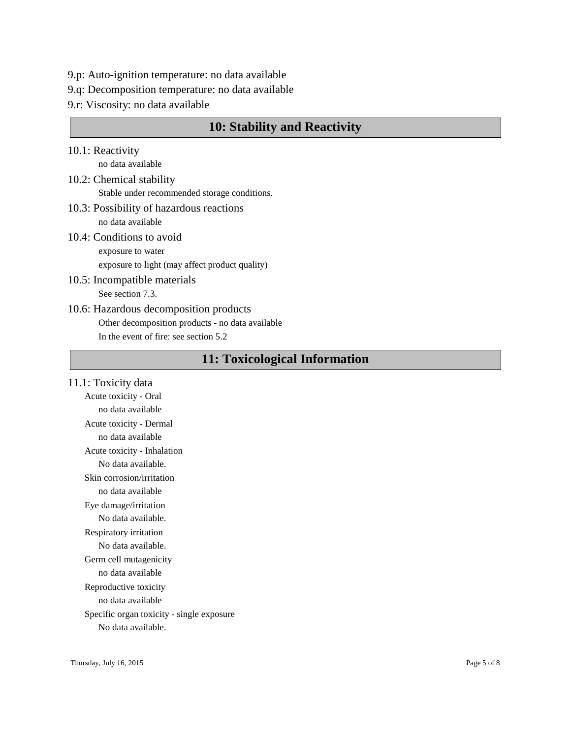9.p: Auto-ignition temperature: no data available

9.q: Decomposition temperature: no data available

9.r: Viscosity: no data available

## 10: Stability and Reactivity

10.1: Reactivity

no data available

10.2: Chemical stability

Stable under recommended storage conditions.

10.3: Possibility of hazardous reactions

no data available

10.4: Conditions to avoid

exposure to water

exposure to light (may affect product quality)

10.5: Incompatible materials

See section 7.3.

10.6: Hazardous decomposition products

Other decomposition products - no data available

In the event of fire: see section 5.2

## 11: Toxicological Information

11.1: Toxicity data

Acute toxicity - Oral

no data available

Acute toxicity - Dermal

no data available

Acute toxicity - Inhalation

No data available.

Skin corrosion/irritation

no data available

Eye damage/irritation

No data available.

Respiratory irritation

No data available.

Germ cell mutagenicity

no data available

Reproductive toxicity

no data available

Specific organ toxicity - single exposure

No data available.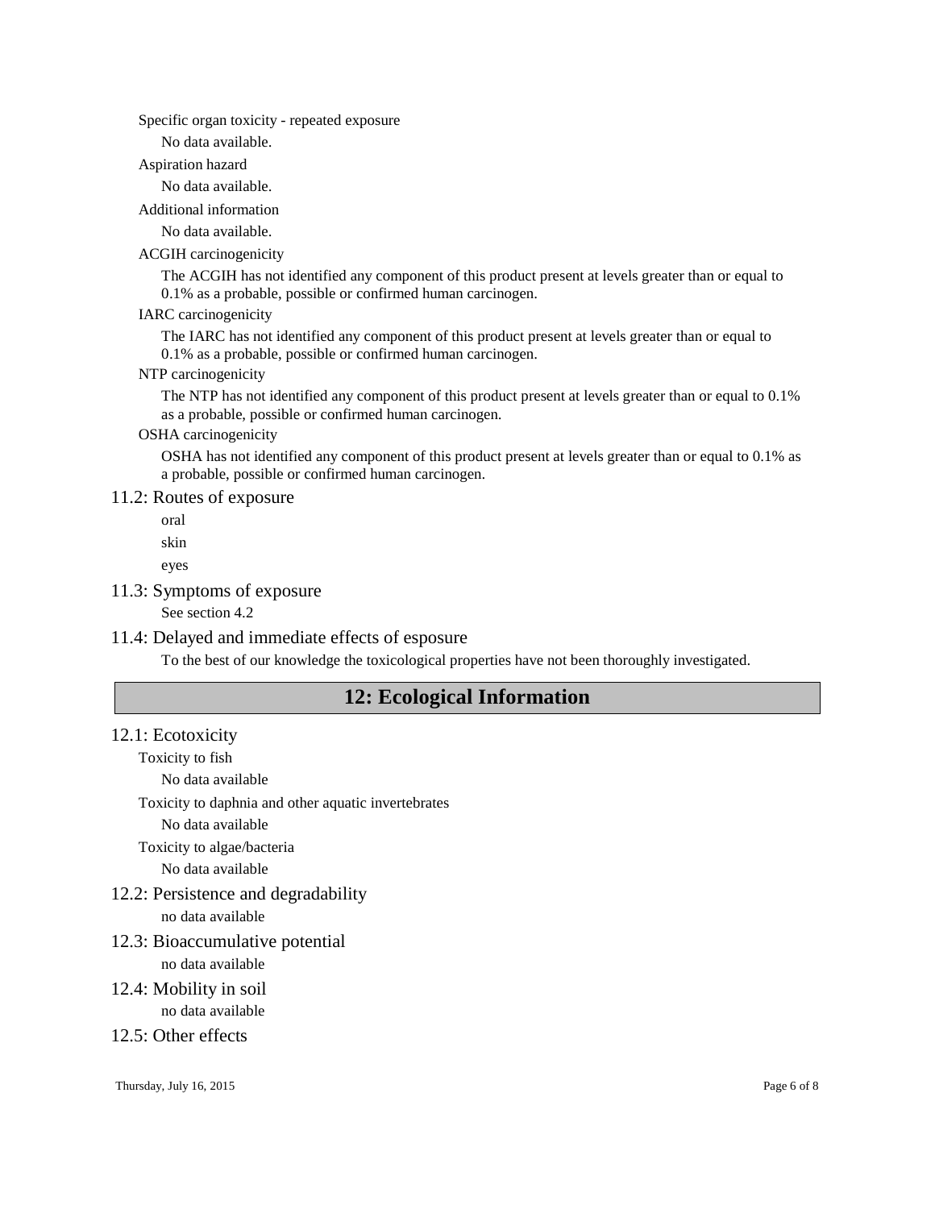Specific organ toxicity - repeated exposure

No data available.

Aspiration hazard

No data available.

Additional information

No data available.

ACGIH carcinogenicity

The ACGIH has not identified any component of this product present at levels greater than or equal to 0.1% as a probable, possible or confirmed human carcinogen.

IARC carcinogenicity

The IARC has not identified any component of this product present at levels greater than or equal to 0.1% as a probable, possible or confirmed human carcinogen.

NTP carcinogenicity

The NTP has not identified any component of this product present at levels greater than or equal to 0.1% as a probable, possible or confirmed human carcinogen.

OSHA carcinogenicity

OSHA has not identified any component of this product present at levels greater than or equal to 0.1% as a probable, possible or confirmed human carcinogen.

### 11.2: Routes of exposure

oral

skin

eyes

### 11.3: Symptoms of exposure

See section 4.2

### 11.4: Delayed and immediate effects of esposure

To the best of our knowledge the toxicological properties have not been thoroughly investigated.

## 12: Ecological Information

### 12.1: Ecotoxicity

Toxicity to fish

No data available

Toxicity to daphnia and other aquatic invertebrates

No data available

Toxicity to algae/bacteria

No data available

### 12.2: Persistence and degradability

no data available

### 12.3: Bioaccumulative potential

no data available

### 12.4: Mobility in soil

no data available

### 12.5: Other effects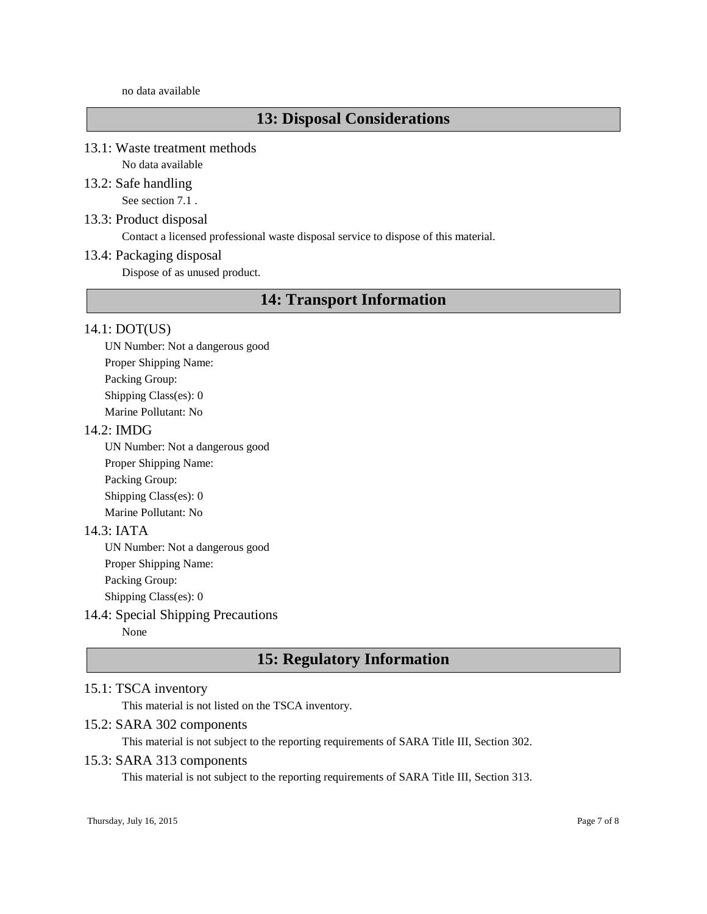no data available

## 13: Disposal Considerations

### 13.1: Waste treatment methods

No data available

### 13.2: Safe handling

See section 7.1 .

### 13.3: Product disposal

Contact a licensed professional waste disposal service to dispose of this material.

### 13.4: Packaging disposal

Dispose of as unused product.

## 14: Transport Information

### 14.1: DOT(US)

UN Number: Not a dangerous good
Proper Shipping Name:
Packing Group:
Shipping Class(es): 0
Marine Pollutant: No

### 14.2: IMDG

UN Number: Not a dangerous good
Proper Shipping Name:
Packing Group:
Shipping Class(es): 0
Marine Pollutant: No

### 14.3: IATA

UN Number: Not a dangerous good
Proper Shipping Name:
Packing Group:
Shipping Class(es): 0

### 14.4: Special Shipping Precautions

None

## 15: Regulatory Information

### 15.1: TSCA inventory

This material is not listed on the TSCA inventory.

### 15.2: SARA 302 components

This material is not subject to the reporting requirements of SARA Title III, Section 302.

### 15.3: SARA 313 components

This material is not subject to the reporting requirements of SARA Title III, Section 313.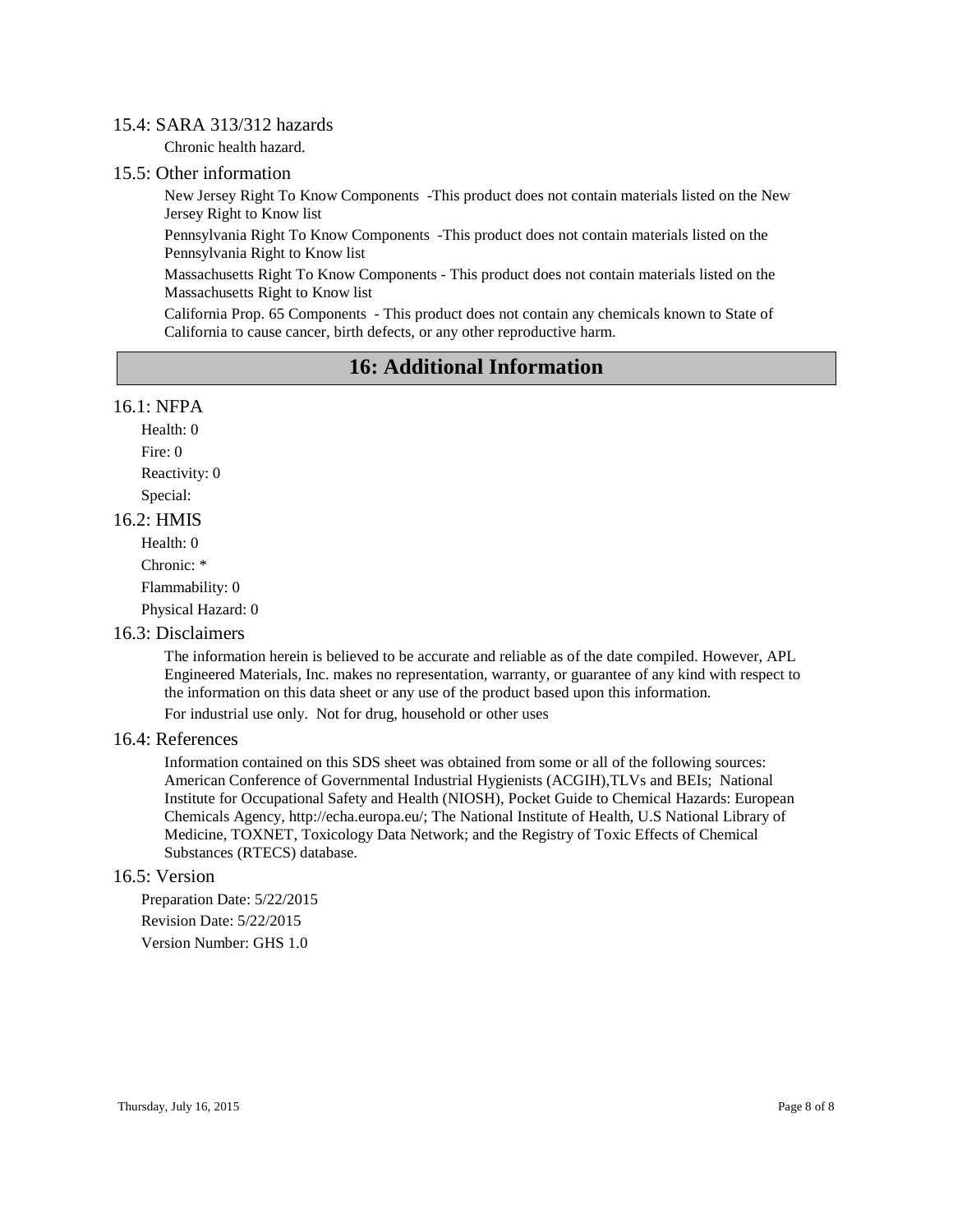### 15.4: SARA 313/312 hazards

Chronic health hazard.

### 15.5: Other information

New Jersey Right To Know Components -This product does not contain materials listed on the New Jersey Right to Know list

Pennsylvania Right To Know Components -This product does not contain materials listed on the Pennsylvania Right to Know list

Massachusetts Right To Know Components - This product does not contain materials listed on the Massachusetts Right to Know list

California Prop. 65 Components - This product does not contain any chemicals known to State of California to cause cancer, birth defects, or any other reproductive harm.

## 16: Additional Information

### 16.1: NFPA

Health: 0

Fire: 0

Reactivity: 0

Special:

### 16.2: HMIS

Health: 0

Chronic: *

Flammability: 0

Physical Hazard: 0

### 16.3: Disclaimers

The information herein is believed to be accurate and reliable as of the date compiled. However, APL Engineered Materials, Inc. makes no representation, warranty, or guarantee of any kind with respect to the information on this data sheet or any use of the product based upon this information.

For industrial use only. Not for drug, household or other uses

### 16.4: References

Information contained on this SDS sheet was obtained from some or all of the following sources: American Conference of Governmental Industrial Hygienists (ACGIH),TLVs and BEIs; National Institute for Occupational Safety and Health (NIOSH), Pocket Guide to Chemical Hazards: European Chemicals Agency, http://echa.europa.eu/; The National Institute of Health, U.S National Library of Medicine, TOXNET, Toxicology Data Network; and the Registry of Toxic Effects of Chemical Substances (RTECS) database.

### 16.5: Version

Preparation Date: 5/22/2015

Revision Date: 5/22/2015

Version Number: GHS 1.0